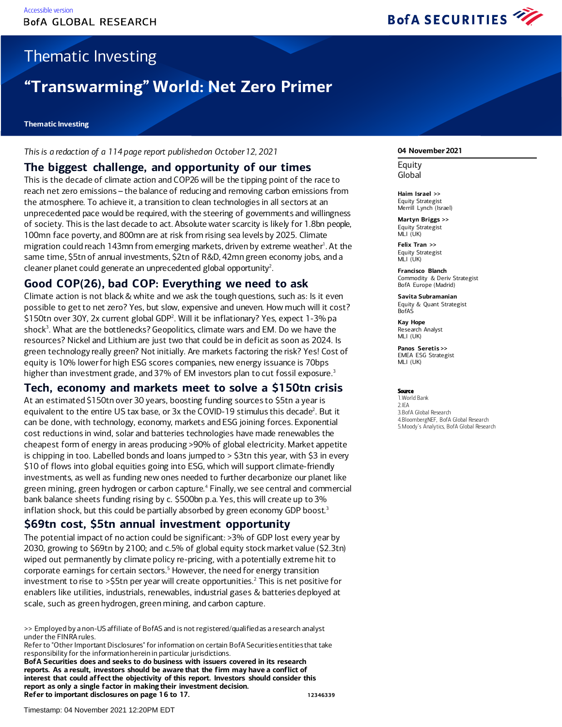Accessible version

BofA GLOBAL RESEARCH

BofA SECURITIES

# Thematic Investing

# "Transwarming" World: Net Zero Primer

**Thematic Investing**

*This is a redaction of a 114 page report published on October 12, 2021*

**04 November 2021**

Equity
Global

**Haim Israel >>**
Equity Strategist
Merrill Lynch (Israel)

**Martyn Briggs >>**
Equity Strategist
MLI (UK)

**Felix Tran >>**
Equity Strategist
MLI (UK)

**Francisco Blanch**
Commodity & Deriv Strategist
BofA Europe (Madrid)

**Savita Subramanian**
Equity & Quant Strategist
BofAS

**Kay Hope**
Research Analyst
MLI (UK)

**Panos Seretis >>**
EMEA ESG Strategist
MLI (UK)

**Source**
1.World Bank
2.IEA
3.BofA Global Research
4.BloombergNEF, BofA Global Research
5.Moody's Analytics, BofA Global Research

## The biggest challenge, and opportunity of our times

This is the decade of climate action and COP26 will be the tipping point of the race to reach net zero emissions – the balance of reducing and removing carbon emissions from the atmosphere. To achieve it, a transition to clean technologies in all sectors at an unprecedented pace would be required, with the steering of governments and willingness of society. This is the last decade to act. Absolute water scarcity is likely for 1.8bn people, 100mn face poverty, and 800mn are at risk from rising sea levels by 2025. Climate migration could reach 143mn from emerging markets, driven by extreme weather[1]. At the same time, $5tn of annual investments, $2tn of R&D, 42mn green economy jobs, and a cleaner planet could generate an unprecedented global opportunity[2].

## Good COP(26), bad COP: Everything we need to ask

Climate action is not black & white and we ask the tough questions, such as: Is it even possible to get to net zero? Yes, but slow, expensive and uneven. How much will it cost? $150tn over 30Y, 2x current global GDP[2]. Will it be inflationary? Yes, expect 1-3% pa shock[3]. What are the bottlenecks? Geopolitics, climate wars and EM. Do we have the resources? Nickel and Lithium are just two that could be in deficit as soon as 2024. Is green technology really green? Not initially. Are markets factoring the risk? Yes! Cost of equity is 10% lower for high ESG scores companies, new energy issuance is 70bps higher than investment grade, and 37% of EM investors plan to cut fossil exposure.[3]

## Tech, economy and markets meet to solve a $150tn crisis

At an estimated $150tn over 30 years, boosting funding sources to $5tn a year is equivalent to the entire US tax base, or 3x the COVID-19 stimulus this decade[2]. But it can be done, with technology, economy, markets and ESG joining forces. Exponential cost reductions in wind, solar and batteries technologies have made renewables the cheapest form of energy in areas producing >90% of global electricity. Market appetite is chipping in too. Labelled bonds and loans jumped to > $3tn this year, with $3 in every $10 of flows into global equities going into ESG, which will support climate-friendly investments, as well as funding new ones needed to further decarbonize our planet like green mining, green hydrogen or carbon capture.[4] Finally, we see central and commercial bank balance sheets funding rising by c. $500bn p.a. Yes, this will create up to 3% inflation shock, but this could be partially absorbed by green economy GDP boost.[3]

## $69tn cost, $5tn annual investment opportunity

The potential impact of no action could be significant: >3% of GDP lost every year by 2030, growing to $69tn by 2100; and c.5% of global equity stock market value ($2.3tn) wiped out permanently by climate policy re-pricing, with a potentially extreme hit to corporate earnings for certain sectors.[5] However, the need for energy transition investment to rise to >$5tn per year will create opportunities.[2] This is net positive for enablers like utilities, industrials, renewables, industrial gases & batteries deployed at scale, such as green hydrogen, green mining, and carbon capture.

>> Employed by a non-US affiliate of BofAS and is not registered/qualified as a research analyst under the FINRA rules.
Refer to "Other Important Disclosures" for information on certain BofA Securities entities that take responsibility for the information herein in particular jurisdictions.
**BofA Securities does and seeks to do business with issuers covered in its research reports. As a result, investors should be aware that the firm may have a conflict of interest that could affect the objectivity of this report. Investors should consider this report as only a single factor in making their investment decision.**
**Refer to important disclosures on page 16 to 17.** 12346339

Timestamp: 04 November 2021 12:20PM EDT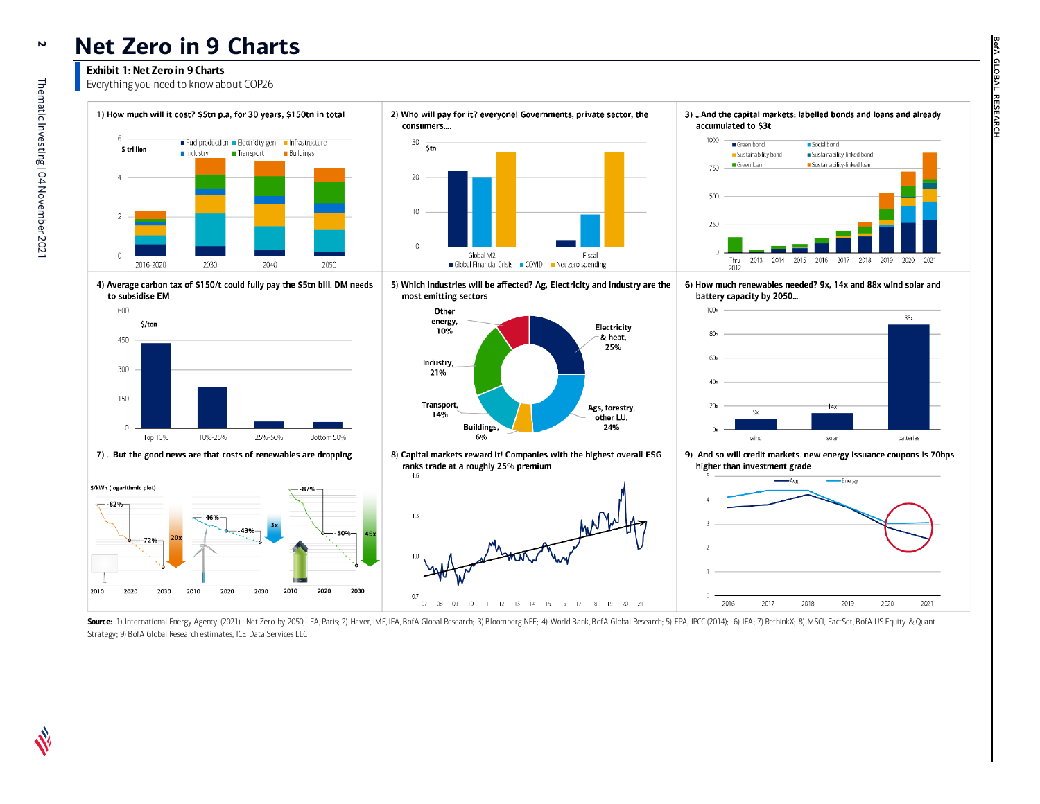# Net Zero in 9 Charts

**Exhibit 1: Net Zero in 9 Charts**

Everything you need to know about COP26

1) How much will it cost? $5tn p.a, for 30 years, $150tn in total

2) Who will pay for it? everyone! Governments, private sector, the consumers….

3) …And the capital markets: labelled bonds and loans and already accumulated to $3t

4) Average carbon tax of $150/t could fully pay the $5tn bill. DM needs to subsidise EM

5) Which industries will be affected? Ag, Electricity and Industry are the most emitting sectors

6) How much renewables needed? 9x, 14x and 88x wind solar and battery capacity by 2050…

7) …But the good news are that costs of renewables are dropping

8) Capital markets reward it! Companies with the highest overall ESG ranks trade at a roughly 25% premium

9) And so will credit markets. new energy issuance coupons is 70bps higher than investment grade

**Source:** 1) International Energy Agency (2021), Net Zero by 2050, IEA, Paris; 2) Haver, IMF, IEA, BofA Global Research; 3) Bloomberg NEF; 4) World Bank, BofA Global Research; 5) EPA, IPCC (2014); 6) IEA; 7) RethinkX; 8) MSCI, FactSet, BofA US Equity & Quant Strategy; 9) BofA Global Research estimates, ICE Data Services LLC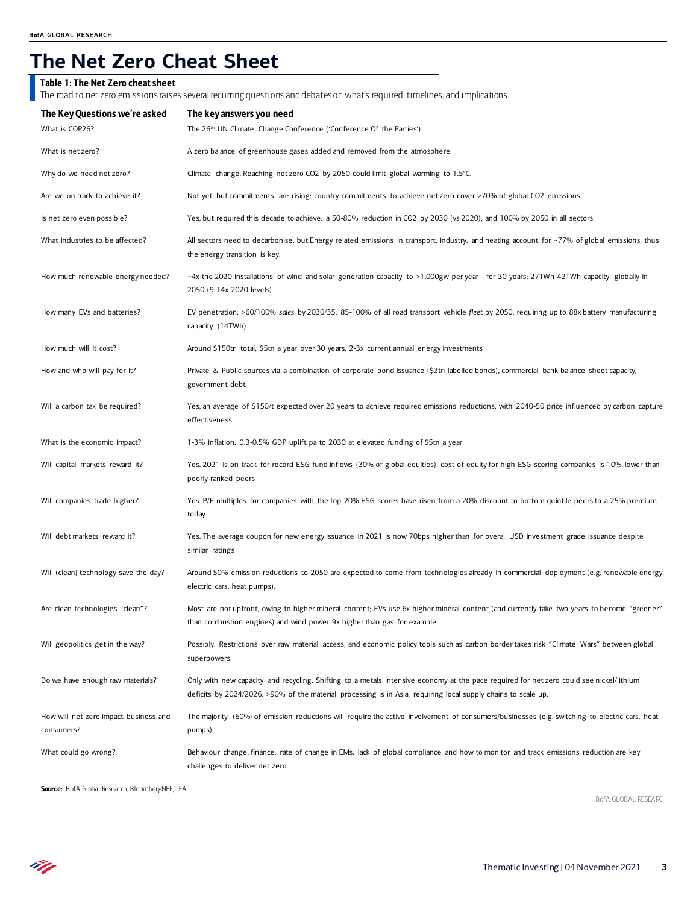# The Net Zero Cheat Sheet

**Table 1: The Net Zero cheat sheet**

The road to net zero emissions raises several recurring questions and debates on what's required, timelines, and implications.

| The Key Questions we're asked | The key answers you need |
|---|---|
| What is COP26? | The 26th UN Climate Change Conference ('Conference Of the Parties') |
| What is net zero? | A zero balance of greenhouse gases added and removed from the atmosphere. |
| Why do we need net zero? | Climate change. Reaching net zero CO2 by 2050 could limit global warming to 1.5°C. |
| Are we on track to achieve it? | Not yet, but commitments are rising: country commitments to achieve net zero cover >70% of global CO2 emissions. |
| Is net zero even possible? | Yes, but required this decade to achieve: a 50-80% reduction in CO2 by 2030 (vs 2020), and 100% by 2050 in all sectors. |
| What industries to be affected? | All sectors need to decarbonise, but Energy related emissions in transport, industry, and heating account for ~77% of global emissions, thus the energy transition is key. |
| How much renewable energy needed? | ~4x the 2020 installations of wind and solar generation capacity to >1,000gw per year - for 30 years; 27TWh-42TWh capacity globally in 2050 (9-14x 2020 levels) |
| How many EVs and batteries? | EV penetration: >60/100% *sales* by 2030/35; 85-100% of all road transport vehicle *fleet* by 2050, requiring up to 88x battery manufacturing capacity (14TWh) |
| How much will it cost? | Around $150tn total, $5tn a year over 30 years, 2-3x current annual energy investments |
| How and who will pay for it? | Private & Public sources via a combination of corporate bond issuance ($3tn labelled bonds), commercial bank balance sheet capacity, government debt |
| Will a carbon tax be required? | Yes, an average of $150/t expected over 20 years to achieve required emissions reductions, with 2040-50 price influenced by carbon capture effectiveness |
| What is the economic impact? | 1-3% inflation, 0.3-0.5% GDP uplift pa to 2030 at elevated funding of $5tn a year |
| Will capital markets reward it? | Yes. 2021 is on track for record ESG fund inflows (30% of global equities), cost of equity for high ESG scoring companies is 10% lower than poorly-ranked peers |
| Will companies trade higher? | Yes. P/E multiples for companies with the top 20% ESG scores have risen from a 20% discount to bottom quintile peers to a 25% premium today |
| Will debt markets reward it? | Yes. The average coupon for new energy issuance in 2021 is now 70bps higher than for overall USD investment grade issuance despite similar ratings |
| Will (clean) technology save the day? | Around 50% emission-reductions to 2050 are expected to come from technologies already in commercial deployment (e.g. renewable energy, electric cars, heat pumps). |
| Are clean technologies "clean"? | Most are not upfront, owing to higher mineral content; EVs use 6x higher mineral content (and currently take two years to become "greener" than combustion engines) and wind power 9x higher than gas for example |
| Will geopolitics get in the way? | Possibly. Restrictions over raw material access, and economic policy tools such as carbon border taxes risk "Climate Wars" between global superpowers. |
| Do we have enough raw materials? | Only with new capacity and recycling. Shifting to a metals intensive economy at the pace required for net zero could see nickel/lithium deficits by 2024/2026. >90% of the material processing is in Asia, requiring local supply chains to scale up. |
| How will net zero impact business and consumers? | The majority (60%) of emission reductions will require the active involvement of consumers/businesses (e.g. switching to electric cars, heat pumps) |
| What could go wrong? | Behaviour change, finance, rate of change in EMs, lack of global compliance and how to monitor and track emissions reduction are key challenges to deliver net zero. |

**Source:** BofA Global Research, BloombergNEF, IEA

BofA GLOBAL RESEARCH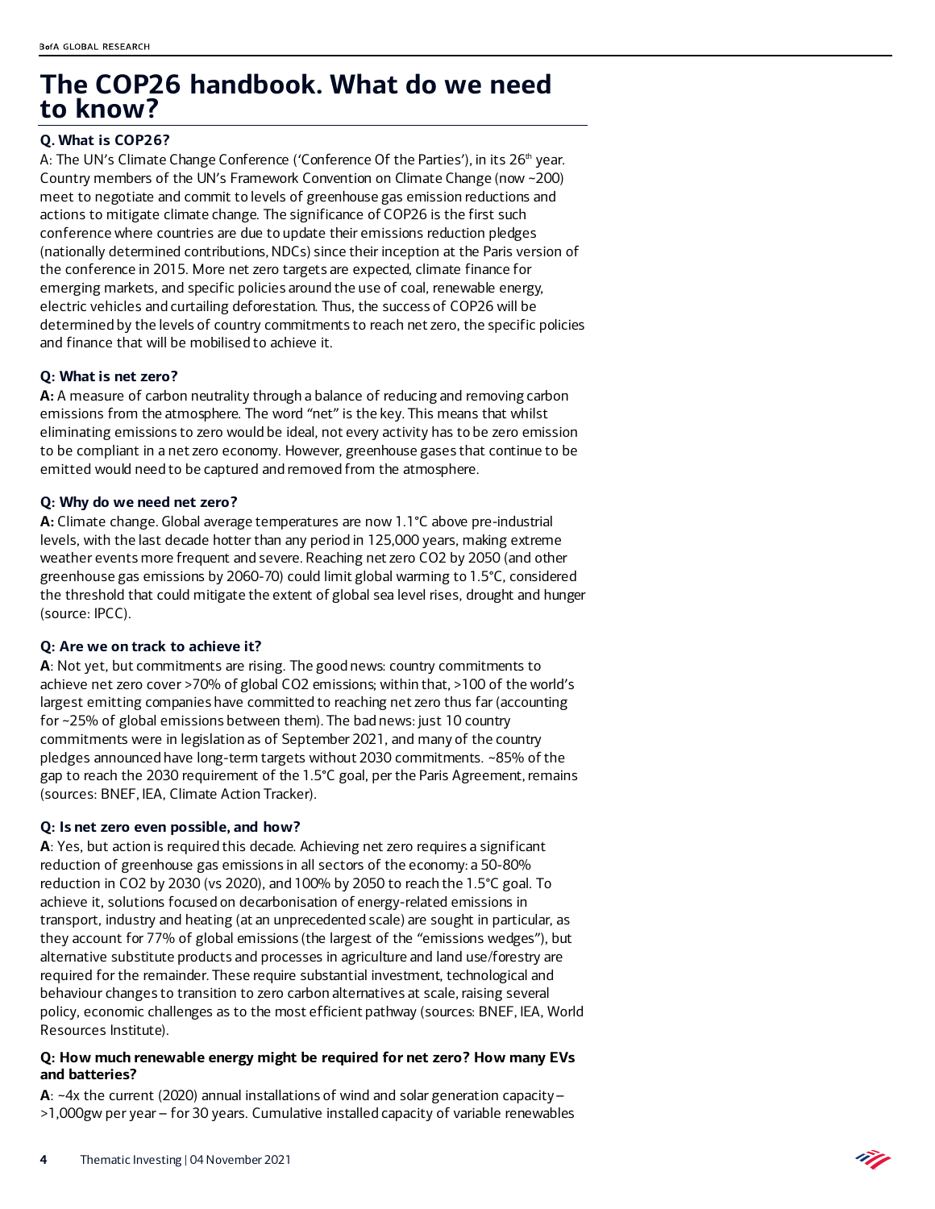# The COP26 handbook. What do we need to know?

**Q. What is COP26?**

A: The UN's Climate Change Conference ('Conference Of the Parties'), in its 26th year. Country members of the UN's Framework Convention on Climate Change (now ~200) meet to negotiate and commit to levels of greenhouse gas emission reductions and actions to mitigate climate change. The significance of COP26 is the first such conference where countries are due to update their emissions reduction pledges (nationally determined contributions, NDCs) since their inception at the Paris version of the conference in 2015. More net zero targets are expected, climate finance for emerging markets, and specific policies around the use of coal, renewable energy, electric vehicles and curtailing deforestation. Thus, the success of COP26 will be determined by the levels of country commitments to reach net zero, the specific policies and finance that will be mobilised to achieve it.

**Q: What is net zero?**

**A:** A measure of carbon neutrality through a balance of reducing and removing carbon emissions from the atmosphere. The word "net" is the key. This means that whilst eliminating emissions to zero would be ideal, not every activity has to be zero emission to be compliant in a net zero economy. However, greenhouse gases that continue to be emitted would need to be captured and removed from the atmosphere.

**Q: Why do we need net zero?**

**A:** Climate change. Global average temperatures are now 1.1°C above pre-industrial levels, with the last decade hotter than any period in 125,000 years, making extreme weather events more frequent and severe. Reaching net zero $CO_2$ by 2050 (and other greenhouse gas emissions by 2060-70) could limit global warming to 1.5°C, considered the threshold that could mitigate the extent of global sea level rises, drought and hunger (source: IPCC).

**Q: Are we on track to achieve it?**

**A**: Not yet, but commitments are rising. The good news: country commitments to achieve net zero cover >70% of global $CO_2$ emissions; within that, >100 of the world's largest emitting companies have committed to reaching net zero thus far (accounting for ~25% of global emissions between them). The bad news: just 10 country commitments were in legislation as of September 2021, and many of the country pledges announced have long-term targets without 2030 commitments. ~85% of the gap to reach the 2030 requirement of the 1.5°C goal, per the Paris Agreement, remains (sources: BNEF, IEA, Climate Action Tracker).

**Q: Is net zero even possible, and how?**

**A**: Yes, but action is required this decade. Achieving net zero requires a significant reduction of greenhouse gas emissions in all sectors of the economy: a 50-80% reduction in $CO_2$ by 2030 (vs 2020), and 100% by 2050 to reach the 1.5°C goal. To achieve it, solutions focused on decarbonisation of energy-related emissions in transport, industry and heating (at an unprecedented scale) are sought in particular, as they account for 77% of global emissions (the largest of the "emissions wedges"), but alternative substitute products and processes in agriculture and land use/forestry are required for the remainder. These require substantial investment, technological and behaviour changes to transition to zero carbon alternatives at scale, raising several policy, economic challenges as to the most efficient pathway (sources: BNEF, IEA, World Resources Institute).

**Q: How much renewable energy might be required for net zero? How many EVs and batteries?**

**A**: ~4x the current (2020) annual installations of wind and solar generation capacity – >1,000gw per year – for 30 years. Cumulative installed capacity of variable renewables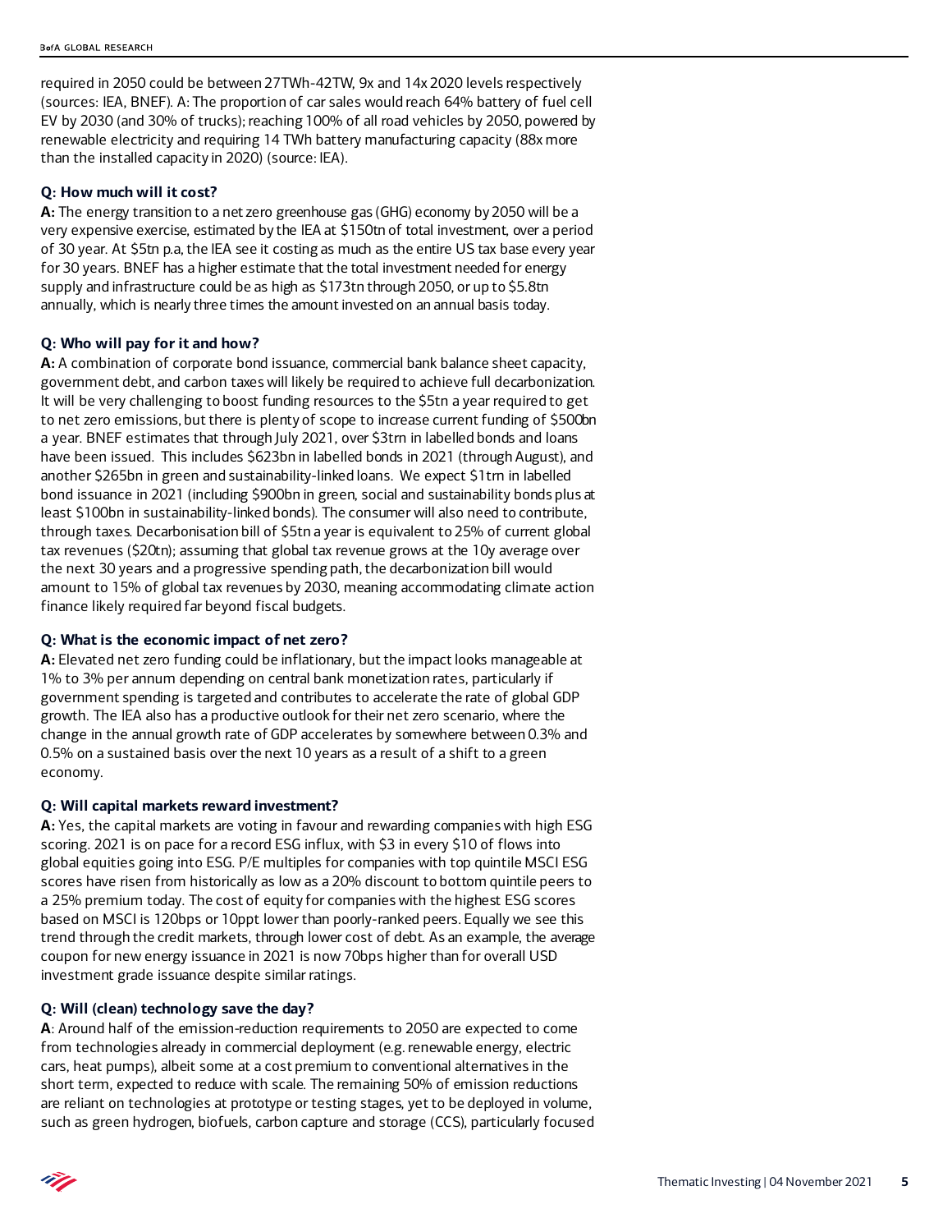required in 2050 could be between 27TWh-42TW, 9x and 14x 2020 levels respectively (sources: IEA, BNEF). A: The proportion of car sales would reach 64% battery of fuel cell EV by 2030 (and 30% of trucks); reaching 100% of all road vehicles by 2050, powered by renewable electricity and requiring 14 TWh battery manufacturing capacity (88x more than the installed capacity in 2020) (source: IEA).

**Q: How much will it cost?**

**A:** The energy transition to a net zero greenhouse gas (GHG) economy by 2050 will be a very expensive exercise, estimated by the IEA at $150tn of total investment, over a period of 30 year. At $5tn p.a, the IEA see it costing as much as the entire US tax base every year for 30 years. BNEF has a higher estimate that the total investment needed for energy supply and infrastructure could be as high as $173tn through 2050, or up to $5.8tn annually, which is nearly three times the amount invested on an annual basis today.

**Q: Who will pay for it and how?**

**A:** A combination of corporate bond issuance, commercial bank balance sheet capacity, government debt, and carbon taxes will likely be required to achieve full decarbonization. It will be very challenging to boost funding resources to the $5tn a year required to get to net zero emissions, but there is plenty of scope to increase current funding of $500bn a year. BNEF estimates that through July 2021, over $3trn in labelled bonds and loans have been issued. This includes $623bn in labelled bonds in 2021 (through August), and another $265bn in green and sustainability-linked loans. We expect $1trn in labelled bond issuance in 2021 (including $900bn in green, social and sustainability bonds plus at least $100bn in sustainability-linked bonds). The consumer will also need to contribute, through taxes. Decarbonisation bill of $5tn a year is equivalent to 25% of current global tax revenues ($20tn); assuming that global tax revenue grows at the 10y average over the next 30 years and a progressive spending path, the decarbonization bill would amount to 15% of global tax revenues by 2030, meaning accommodating climate action finance likely required far beyond fiscal budgets.

**Q: What is the economic impact of net zero?**

**A:** Elevated net zero funding could be inflationary, but the impact looks manageable at 1% to 3% per annum depending on central bank monetization rates, particularly if government spending is targeted and contributes to accelerate the rate of global GDP growth. The IEA also has a productive outlook for their net zero scenario, where the change in the annual growth rate of GDP accelerates by somewhere between 0.3% and 0.5% on a sustained basis over the next 10 years as a result of a shift to a green economy.

**Q: Will capital markets reward investment?**

**A:** Yes, the capital markets are voting in favour and rewarding companies with high ESG scoring. 2021 is on pace for a record ESG influx, with $3 in every $10 of flows into global equities going into ESG. P/E multiples for companies with top quintile MSCI ESG scores have risen from historically as low as a 20% discount to bottom quintile peers to a 25% premium today. The cost of equity for companies with the highest ESG scores based on MSCI is 120bps or 10ppt lower than poorly-ranked peers. Equally we see this trend through the credit markets, through lower cost of debt. As an example, the average coupon for new energy issuance in 2021 is now 70bps higher than for overall USD investment grade issuance despite similar ratings.

**Q: Will (clean) technology save the day?**

**A**: Around half of the emission-reduction requirements to 2050 are expected to come from technologies already in commercial deployment (e.g. renewable energy, electric cars, heat pumps), albeit some at a cost premium to conventional alternatives in the short term, expected to reduce with scale. The remaining 50% of emission reductions are reliant on technologies at prototype or testing stages, yet to be deployed in volume, such as green hydrogen, biofuels, carbon capture and storage (CCS), particularly focused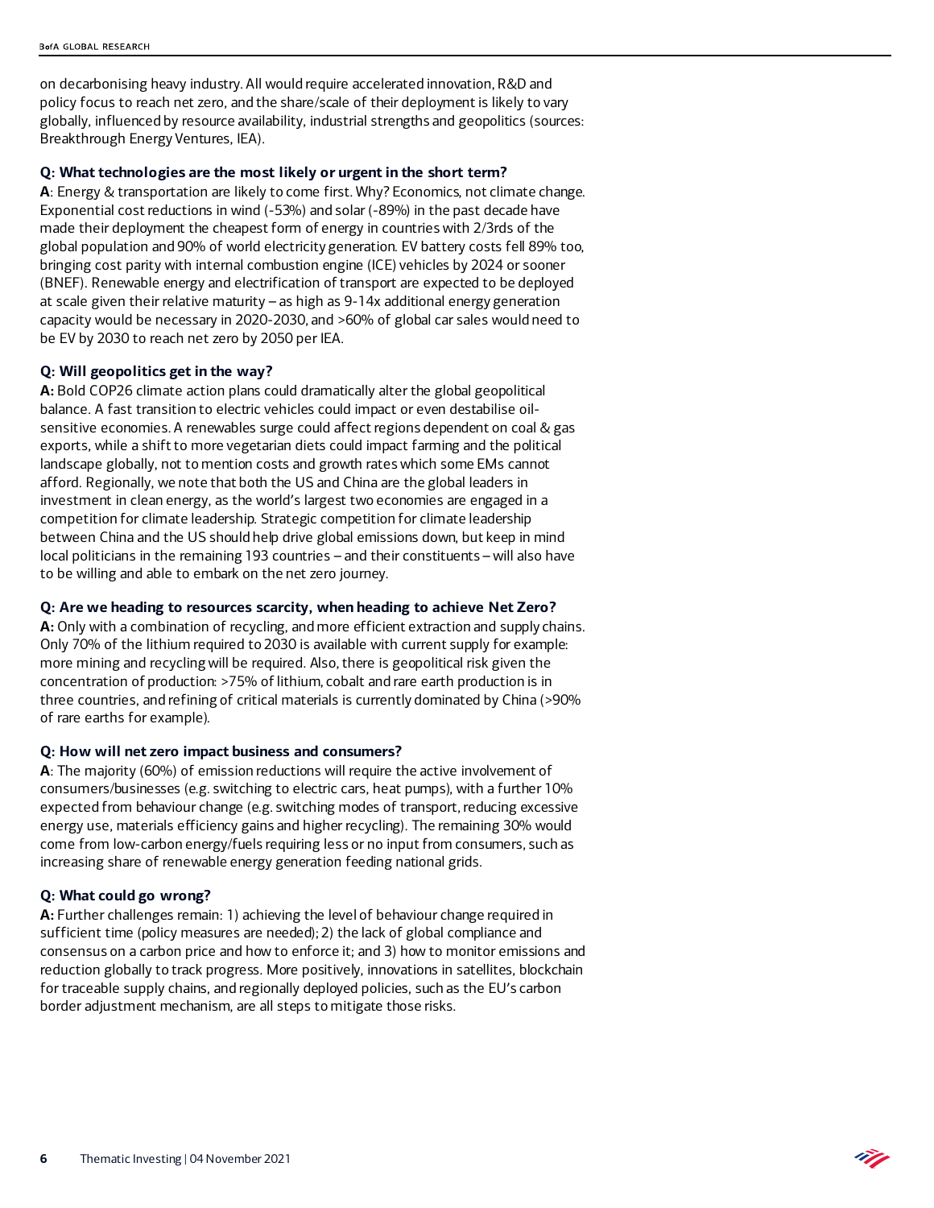on decarbonising heavy industry. All would require accelerated innovation, R&D and policy focus to reach net zero, and the share/scale of their deployment is likely to vary globally, influenced by resource availability, industrial strengths and geopolitics (sources: Breakthrough Energy Ventures, IEA).

**Q: What technologies are the most likely or urgent in the short term?**

**A**: Energy & transportation are likely to come first. Why? Economics, not climate change. Exponential cost reductions in wind (-53%) and solar (-89%) in the past decade have made their deployment the cheapest form of energy in countries with 2/3rds of the global population and 90% of world electricity generation. EV battery costs fell 89% too, bringing cost parity with internal combustion engine (ICE) vehicles by 2024 or sooner (BNEF). Renewable energy and electrification of transport are expected to be deployed at scale given their relative maturity – as high as 9-14x additional energy generation capacity would be necessary in 2020-2030, and >60% of global car sales would need to be EV by 2030 to reach net zero by 2050 per IEA.

**Q: Will geopolitics get in the way?**

**A:** Bold COP26 climate action plans could dramatically alter the global geopolitical balance. A fast transition to electric vehicles could impact or even destabilise oil-sensitive economies. A renewables surge could affect regions dependent on coal & gas exports, while a shift to more vegetarian diets could impact farming and the political landscape globally, not to mention costs and growth rates which some EMs cannot afford. Regionally, we note that both the US and China are the global leaders in investment in clean energy, as the world's largest two economies are engaged in a competition for climate leadership. Strategic competition for climate leadership between China and the US should help drive global emissions down, but keep in mind local politicians in the remaining 193 countries – and their constituents – will also have to be willing and able to embark on the net zero journey.

**Q: Are we heading to resources scarcity, when heading to achieve Net Zero?**

**A:** Only with a combination of recycling, and more efficient extraction and supply chains. Only 70% of the lithium required to 2030 is available with current supply for example: more mining and recycling will be required. Also, there is geopolitical risk given the concentration of production: >75% of lithium, cobalt and rare earth production is in three countries, and refining of critical materials is currently dominated by China (>90% of rare earths for example).

**Q: How will net zero impact business and consumers?**

**A**: The majority (60%) of emission reductions will require the active involvement of consumers/businesses (e.g. switching to electric cars, heat pumps), with a further 10% expected from behaviour change (e.g. switching modes of transport, reducing excessive energy use, materials efficiency gains and higher recycling). The remaining 30% would come from low-carbon energy/fuels requiring less or no input from consumers, such as increasing share of renewable energy generation feeding national grids.

**Q: What could go wrong?**

**A:** Further challenges remain: 1) achieving the level of behaviour change required in sufficient time (policy measures are needed); 2) the lack of global compliance and consensus on a carbon price and how to enforce it; and 3) how to monitor emissions and reduction globally to track progress. More positively, innovations in satellites, blockchain for traceable supply chains, and regionally deployed policies, such as the EU's carbon border adjustment mechanism, are all steps to mitigate those risks.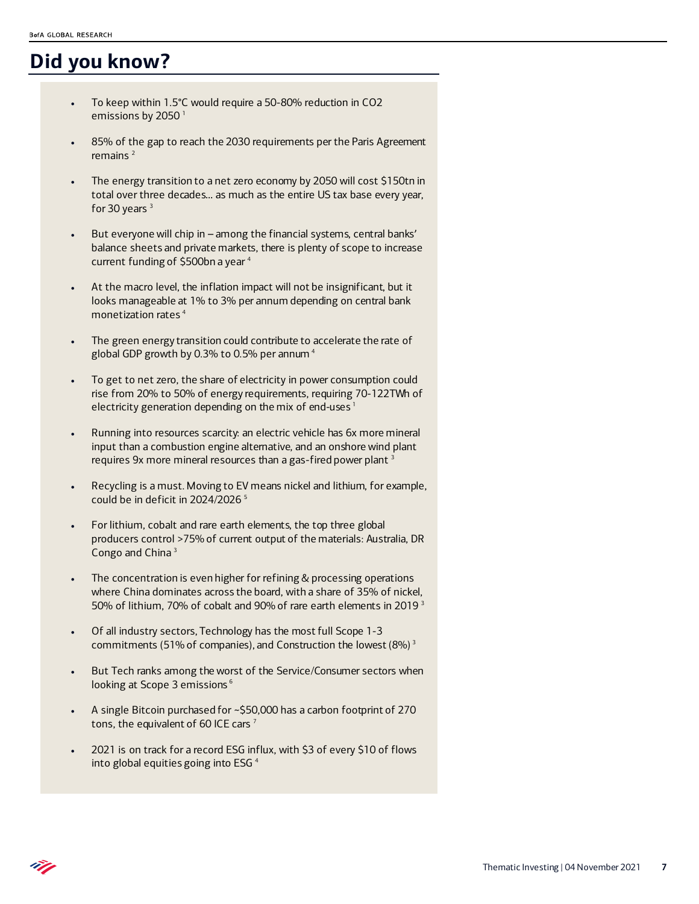# Did you know?

- To keep within 1.5°C would require a 50-80% reduction in CO2 emissions by 2050 [1]
- 85% of the gap to reach the 2030 requirements per the Paris Agreement remains [2]
- The energy transition to a net zero economy by 2050 will cost $150tn in total over three decades… as much as the entire US tax base every year, for 30 years [3]
- But everyone will chip in – among the financial systems, central banks' balance sheets and private markets, there is plenty of scope to increase current funding of $500bn a year [4]
- At the macro level, the inflation impact will not be insignificant, but it looks manageable at 1% to 3% per annum depending on central bank monetization rates [4]
- The green energy transition could contribute to accelerate the rate of global GDP growth by 0.3% to 0.5% per annum [4]
- To get to net zero, the share of electricity in power consumption could rise from 20% to 50% of energy requirements, requiring 70-122TWh of electricity generation depending on the mix of end-uses [1]
- Running into resources scarcity: an electric vehicle has 6x more mineral input than a combustion engine alternative, and an onshore wind plant requires 9x more mineral resources than a gas-fired power plant [3]
- Recycling is a must. Moving to EV means nickel and lithium, for example, could be in deficit in 2024/2026 [5]
- For lithium, cobalt and rare earth elements, the top three global producers control >75% of current output of the materials: Australia, DR Congo and China [3]
- The concentration is even higher for refining & processing operations where China dominates across the board, with a share of 35% of nickel, 50% of lithium, 70% of cobalt and 90% of rare earth elements in 2019 [3]
- Of all industry sectors, Technology has the most full Scope 1-3 commitments (51% of companies), and Construction the lowest (8%) [3]
- But Tech ranks among the worst of the Service/Consumer sectors when looking at Scope 3 emissions [6]
- A single Bitcoin purchased for ~$50,000 has a carbon footprint of 270 tons, the equivalent of 60 ICE cars [7]
- 2021 is on track for a record ESG influx, with $3 of every $10 of flows into global equities going into ESG [4]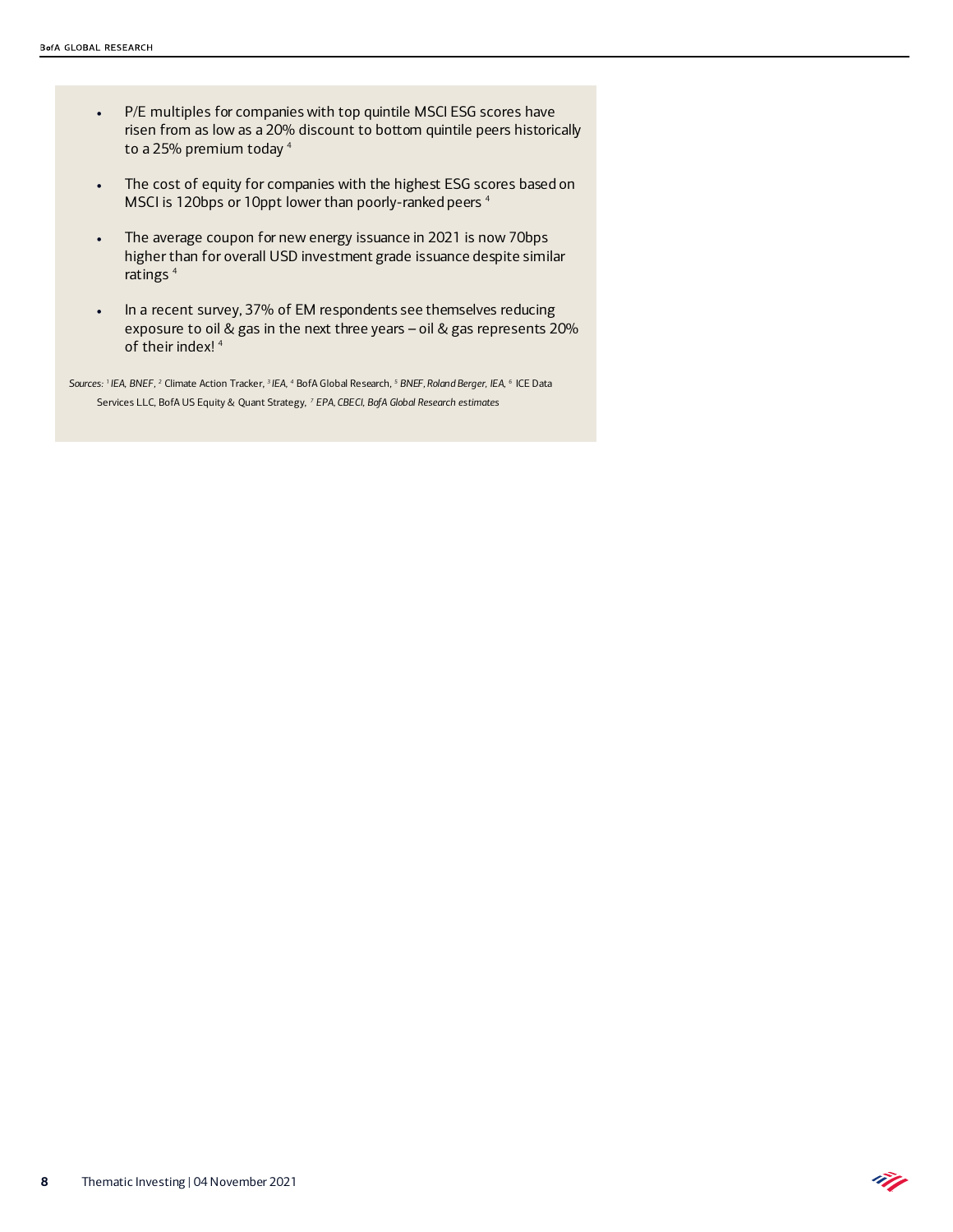- P/E multiples for companies with top quintile MSCI ESG scores have risen from as low as a 20% discount to bottom quintile peers historically to a 25% premium today [4]

- The cost of equity for companies with the highest ESG scores based on MSCI is 120bps or 10ppt lower than poorly-ranked peers [4]

- The average coupon for new energy issuance in 2021 is now 70bps higher than for overall USD investment grade issuance despite similar ratings [4]

- In a recent survey, 37% of EM respondents see themselves reducing exposure to oil & gas in the next three years – oil & gas represents 20% of their index! [4]

*Sources:* [1] *IEA, BNEF*, [2] Climate Action Tracker, [3] *IEA*, [4] BofA Global Research, [5] *BNEF, Roland Berger, IEA*, [6] ICE Data Services LLC, BofA US Equity & Quant Strategy, [7] *EPA, CBECI, BofA Global Research estimates*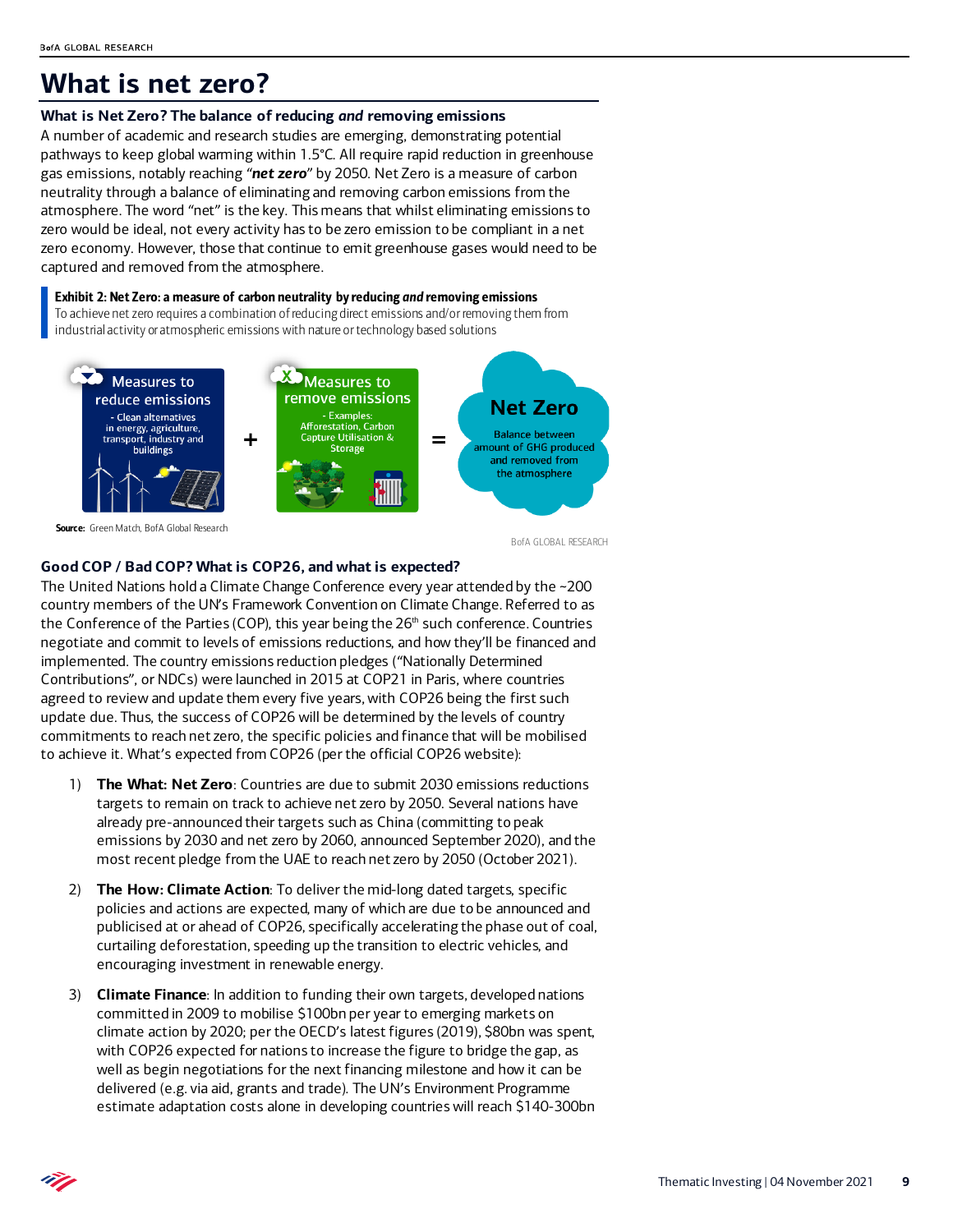# What is net zero?

### What is Net Zero? The balance of reducing *and* removing emissions

A number of academic and research studies are emerging, demonstrating potential pathways to keep global warming within 1.5°C. All require rapid reduction in greenhouse gas emissions, notably reaching "***net zero***" by 2050. Net Zero is a measure of carbon neutrality through a balance of eliminating and removing carbon emissions from the atmosphere. The word "net" is the key. This means that whilst eliminating emissions to zero would be ideal, not every activity has to be zero emission to be compliant in a net zero economy. However, those that continue to emit greenhouse gases would need to be captured and removed from the atmosphere.

**Exhibit 2: Net Zero: a measure of carbon neutrality by reducing *and* removing emissions**

To achieve net zero requires a combination of reducing direct emissions and/or removing them from industrial activity or atmospheric emissions with nature or technology based solutions

Measures to reduce emissions
- Clean alternatives in energy, agriculture, transport, industry and buildings

+

Measures to remove emissions
- Examples: Afforestation, Carbon Capture Utilisation & Storage

=

Net Zero
Balance between amount of GHG produced and removed from the atmosphere

**Source:** Green Match, BofA Global Research

BofA GLOBAL RESEARCH

### Good COP / Bad COP? What is COP26, and what is expected?

The United Nations hold a Climate Change Conference every year attended by the ~200 country members of the UN's Framework Convention on Climate Change. Referred to as the Conference of the Parties (COP), this year being the 26th such conference. Countries negotiate and commit to levels of emissions reductions, and how they'll be financed and implemented. The country emissions reduction pledges ("Nationally Determined Contributions", or NDCs) were launched in 2015 at COP21 in Paris, where countries agreed to review and update them every five years, with COP26 being the first such update due. Thus, the success of COP26 will be determined by the levels of country commitments to reach net zero, the specific policies and finance that will be mobilised to achieve it. What's expected from COP26 (per the official COP26 website):

1) **The What: Net Zero**: Countries are due to submit 2030 emissions reductions targets to remain on track to achieve net zero by 2050. Several nations have already pre-announced their targets such as China (committing to peak emissions by 2030 and net zero by 2060, announced September 2020), and the most recent pledge from the UAE to reach net zero by 2050 (October 2021).

2) **The How: Climate Action**: To deliver the mid-long dated targets, specific policies and actions are expected, many of which are due to be announced and publicised at or ahead of COP26, specifically accelerating the phase out of coal, curtailing deforestation, speeding up the transition to electric vehicles, and encouraging investment in renewable energy.

3) **Climate Finance**: In addition to funding their own targets, developed nations committed in 2009 to mobilise $100bn per year to emerging markets on climate action by 2020; per the OECD's latest figures (2019), $80bn was spent, with COP26 expected for nations to increase the figure to bridge the gap, as well as begin negotiations for the next financing milestone and how it can be delivered (e.g. via aid, grants and trade). The UN's Environment Programme estimate adaptation costs alone in developing countries will reach $140-300bn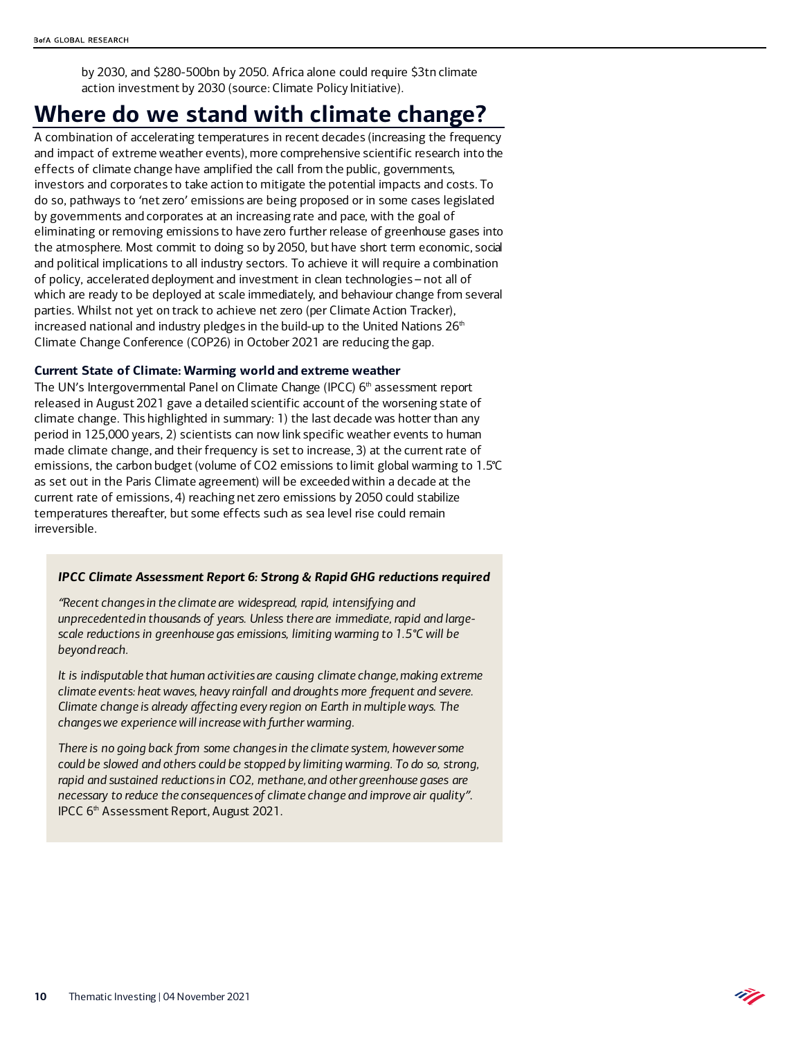by 2030, and $280-500bn by 2050. Africa alone could require $3tn climate action investment by 2030 (source: Climate Policy Initiative).

# Where do we stand with climate change?

A combination of accelerating temperatures in recent decades (increasing the frequency and impact of extreme weather events), more comprehensive scientific research into the effects of climate change have amplified the call from the public, governments, investors and corporates to take action to mitigate the potential impacts and costs. To do so, pathways to 'net zero' emissions are being proposed or in some cases legislated by governments and corporates at an increasing rate and pace, with the goal of eliminating or removing emissions to have zero further release of greenhouse gases into the atmosphere. Most commit to doing so by 2050, but have short term economic, social and political implications to all industry sectors. To achieve it will require a combination of policy, accelerated deployment and investment in clean technologies – not all of which are ready to be deployed at scale immediately, and behaviour change from several parties. Whilst not yet on track to achieve net zero (per Climate Action Tracker), increased national and industry pledges in the build-up to the United Nations 26th Climate Change Conference (COP26) in October 2021 are reducing the gap.

**Current State of Climate: Warming world and extreme weather**

The UN's Intergovernmental Panel on Climate Change (IPCC) 6th assessment report released in August 2021 gave a detailed scientific account of the worsening state of climate change. This highlighted in summary: 1) the last decade was hotter than any period in 125,000 years, 2) scientists can now link specific weather events to human made climate change, and their frequency is set to increase, 3) at the current rate of emissions, the carbon budget (volume of $CO_2$ emissions to limit global warming to 1.5°C as set out in the Paris Climate agreement) will be exceeded within a decade at the current rate of emissions, 4) reaching net zero emissions by 2050 could stabilize temperatures thereafter, but some effects such as sea level rise could remain irreversible.

***IPCC Climate Assessment Report 6: Strong & Rapid GHG reductions required***

*"Recent changes in the climate are widespread, rapid, intensifying and unprecedented in thousands of years. Unless there are immediate, rapid and large-scale reductions in greenhouse gas emissions, limiting warming to 1.5°C will be beyond reach.*

*It is indisputable that human activities are causing climate change, making extreme climate events: heat waves, heavy rainfall and droughts more frequent and severe. Climate change is already affecting every region on Earth in multiple ways. The changes we experience will increase with further warming.*

*There is no going back from some changes in the climate system, however some could be slowed and others could be stopped by limiting warming. To do so, strong, rapid and sustained reductions in $CO_2$, methane, and other greenhouse gases are necessary to reduce the consequences of climate change and improve air quality".* IPCC 6th Assessment Report, August 2021.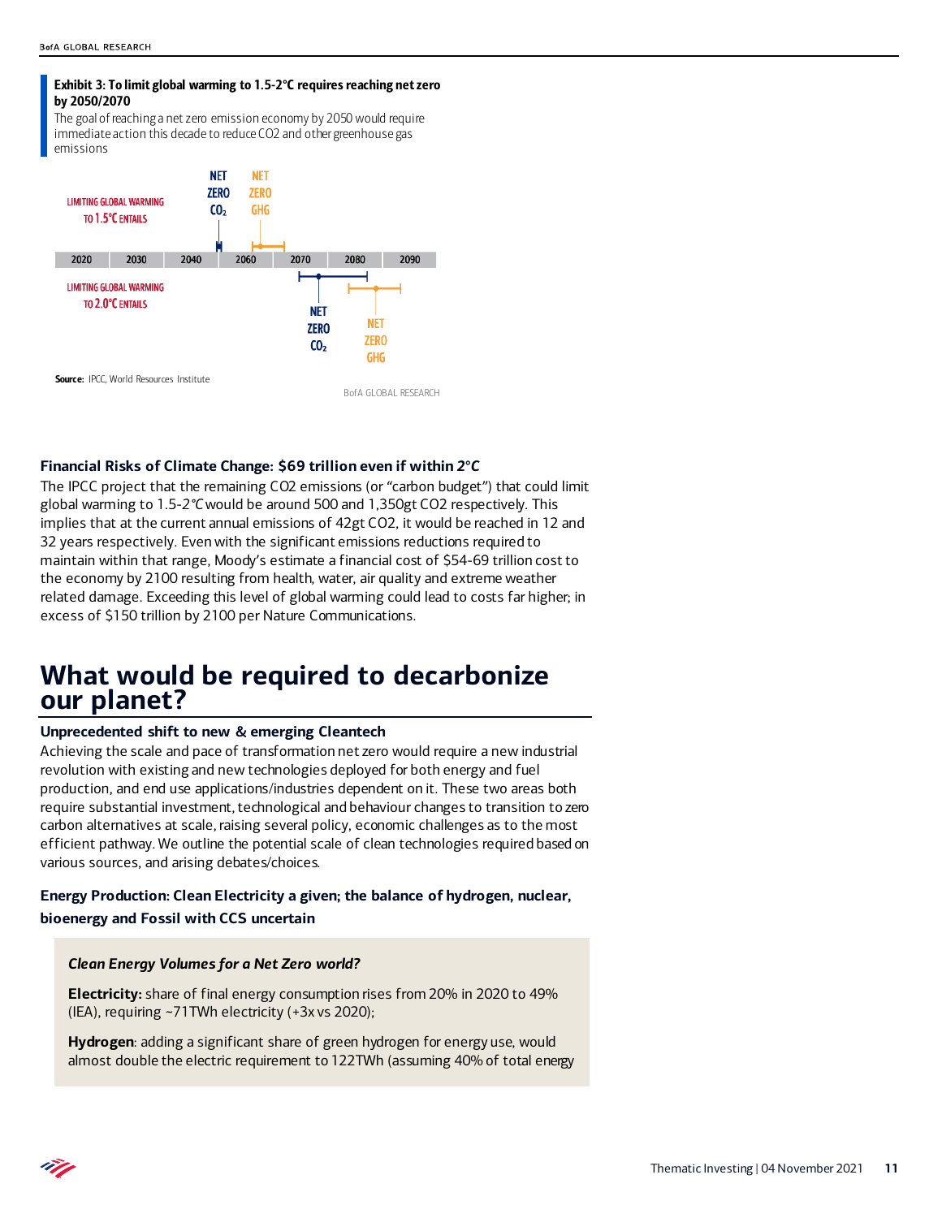**Exhibit 3: To limit global warming to 1.5-2°C requires reaching net zero by 2050/2070**

The goal of reaching a net zero emission economy by 2050 would require immediate action this decade to reduce CO2 and other greenhouse gas emissions

LIMITING GLOBAL WARMING TO 1.5°C ENTAILS — NET ZERO $CO_2$ / NET ZERO GHG

| 2020 | 2030 | 2040 | 2060 | 2070 | 2080 | 2090 |
|---|---|---|---|---|---|---|

LIMITING GLOBAL WARMING TO 2.0°C ENTAILS — NET ZERO $CO_2$ / NET ZERO GHG

**Source:** IPCC, World Resources Institute

BofA GLOBAL RESEARCH

### Financial Risks of Climate Change: $69 trillion even if within 2°C

The IPCC project that the remaining CO2 emissions (or "carbon budget") that could limit global warming to 1.5-2°C would be around 500 and 1,350gt CO2 respectively. This implies that at the current annual emissions of 42gt CO2, it would be reached in 12 and 32 years respectively. Even with the significant emissions reductions required to maintain within that range, Moody's estimate a financial cost of $54-69 trillion cost to the economy by 2100 resulting from health, water, air quality and extreme weather related damage. Exceeding this level of global warming could lead to costs far higher; in excess of $150 trillion by 2100 per Nature Communications.

## What would be required to decarbonize our planet?

### Unprecedented shift to new & emerging Cleantech

Achieving the scale and pace of transformation net zero would require a new industrial revolution with existing and new technologies deployed for both energy and fuel production, and end use applications/industries dependent on it. These two areas both require substantial investment, technological and behaviour changes to transition to zero carbon alternatives at scale, raising several policy, economic challenges as to the most efficient pathway. We outline the potential scale of clean technologies required based on various sources, and arising debates/choices.

### Energy Production: Clean Electricity a given; the balance of hydrogen, nuclear, bioenergy and Fossil with CCS uncertain

*Clean Energy Volumes for a Net Zero world?*

**Electricity:** share of final energy consumption rises from 20% in 2020 to 49% (IEA), requiring ~71TWh electricity (+3x vs 2020);

**Hydrogen**: adding a significant share of green hydrogen for energy use, would almost double the electric requirement to 122TWh (assuming 40% of total energy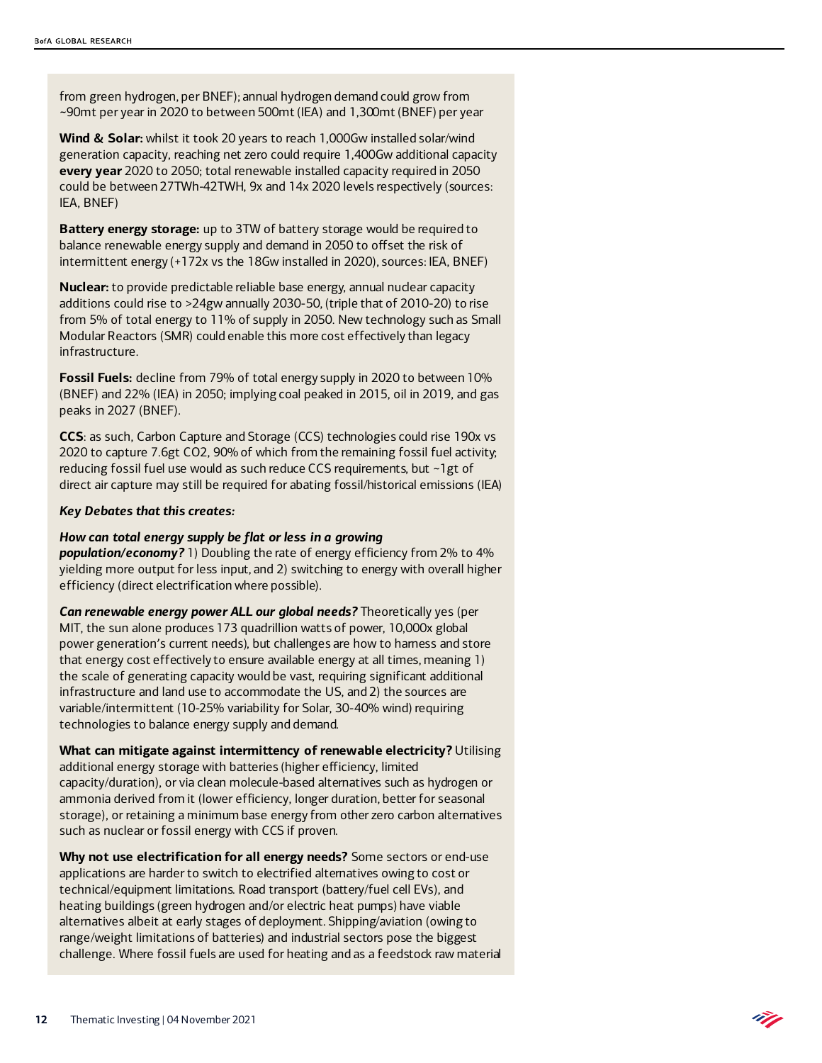from green hydrogen, per BNEF); annual hydrogen demand could grow from ~90mt per year in 2020 to between 500mt (IEA) and 1,300mt (BNEF) per year

**Wind & Solar:** whilst it took 20 years to reach 1,000Gw installed solar/wind generation capacity, reaching net zero could require 1,400Gw additional capacity **every year** 2020 to 2050; total renewable installed capacity required in 2050 could be between 27TWh-42TWH, 9x and 14x 2020 levels respectively (sources: IEA, BNEF)

**Battery energy storage:** up to 3TW of battery storage would be required to balance renewable energy supply and demand in 2050 to offset the risk of intermittent energy (+172x vs the 18Gw installed in 2020), sources: IEA, BNEF)

**Nuclear:** to provide predictable reliable base energy, annual nuclear capacity additions could rise to >24gw annually 2030-50, (triple that of 2010-20) to rise from 5% of total energy to 11% of supply in 2050. New technology such as Small Modular Reactors (SMR) could enable this more cost effectively than legacy infrastructure.

**Fossil Fuels:** decline from 79% of total energy supply in 2020 to between 10% (BNEF) and 22% (IEA) in 2050; implying coal peaked in 2015, oil in 2019, and gas peaks in 2027 (BNEF).

**CCS**: as such, Carbon Capture and Storage (CCS) technologies could rise 190x vs 2020 to capture 7.6gt CO2, 90% of which from the remaining fossil fuel activity; reducing fossil fuel use would as such reduce CCS requirements, but ~1gt of direct air capture may still be required for abating fossil/historical emissions (IEA)

***Key Debates that this creates:***

***How can total energy supply be flat or less in a growing population/economy?*** 1) Doubling the rate of energy efficiency from 2% to 4% yielding more output for less input, and 2) switching to energy with overall higher efficiency (direct electrification where possible).

***Can renewable energy power ALL our global needs?*** Theoretically yes (per MIT, the sun alone produces 173 quadrillion watts of power, 10,000x global power generation's current needs), but challenges are how to harness and store that energy cost effectively to ensure available energy at all times, meaning 1) the scale of generating capacity would be vast, requiring significant additional infrastructure and land use to accommodate the US, and 2) the sources are variable/intermittent (10-25% variability for Solar, 30-40% wind) requiring technologies to balance energy supply and demand.

**What can mitigate against intermittency of renewable electricity?** Utilising additional energy storage with batteries (higher efficiency, limited capacity/duration), or via clean molecule-based alternatives such as hydrogen or ammonia derived from it (lower efficiency, longer duration, better for seasonal storage), or retaining a minimum base energy from other zero carbon alternatives such as nuclear or fossil energy with CCS if proven.

**Why not use electrification for all energy needs?** Some sectors or end-use applications are harder to switch to electrified alternatives owing to cost or technical/equipment limitations. Road transport (battery/fuel cell EVs), and heating buildings (green hydrogen and/or electric heat pumps) have viable alternatives albeit at early stages of deployment. Shipping/aviation (owing to range/weight limitations of batteries) and industrial sectors pose the biggest challenge. Where fossil fuels are used for heating and as a feedstock raw material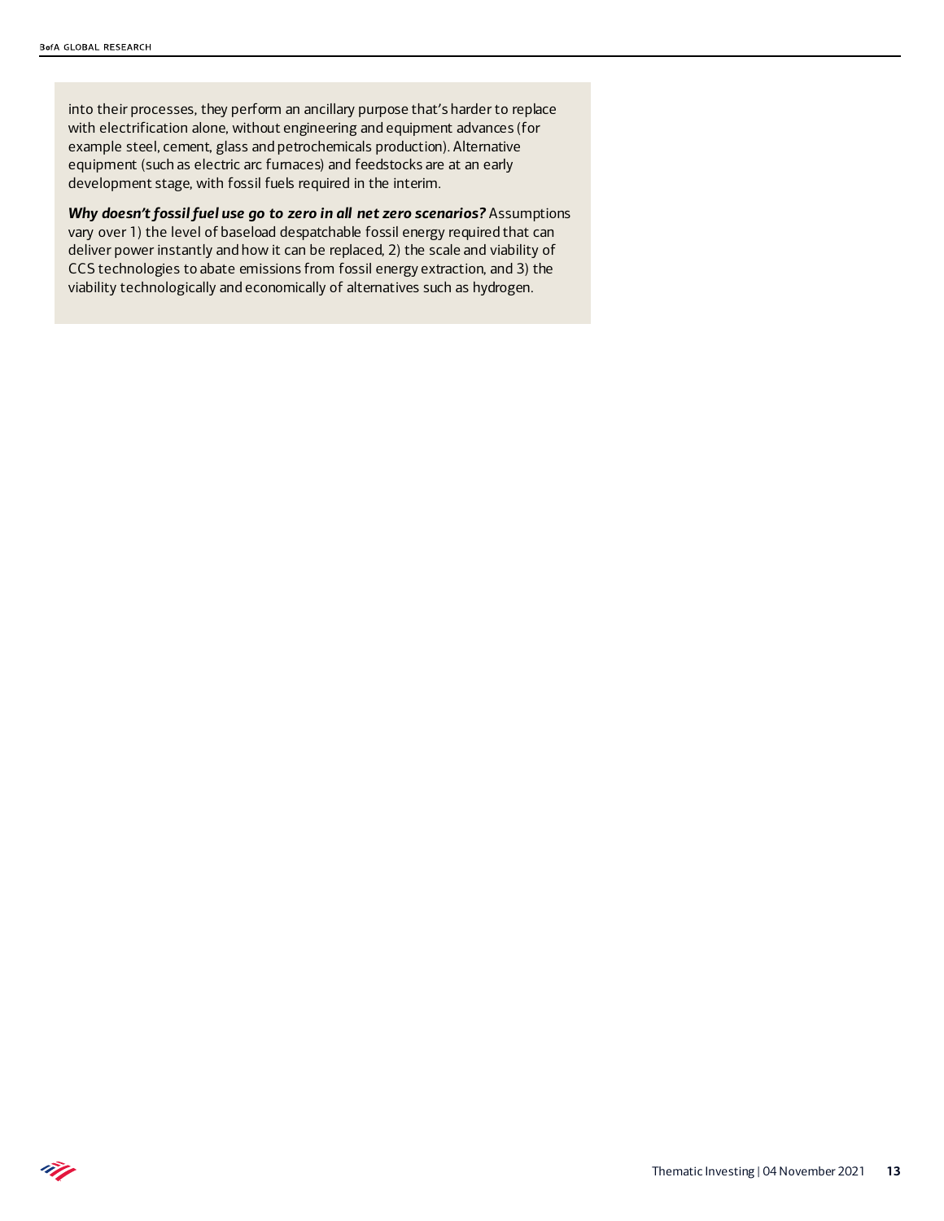into their processes, they perform an ancillary purpose that's harder to replace with electrification alone, without engineering and equipment advances (for example steel, cement, glass and petrochemicals production). Alternative equipment (such as electric arc furnaces) and feedstocks are at an early development stage, with fossil fuels required in the interim.

***Why doesn't fossil fuel use go to zero in all net zero scenarios?*** Assumptions vary over 1) the level of baseload despatchable fossil energy required that can deliver power instantly and how it can be replaced, 2) the scale and viability of CCS technologies to abate emissions from fossil energy extraction, and 3) the viability technologically and economically of alternatives such as hydrogen.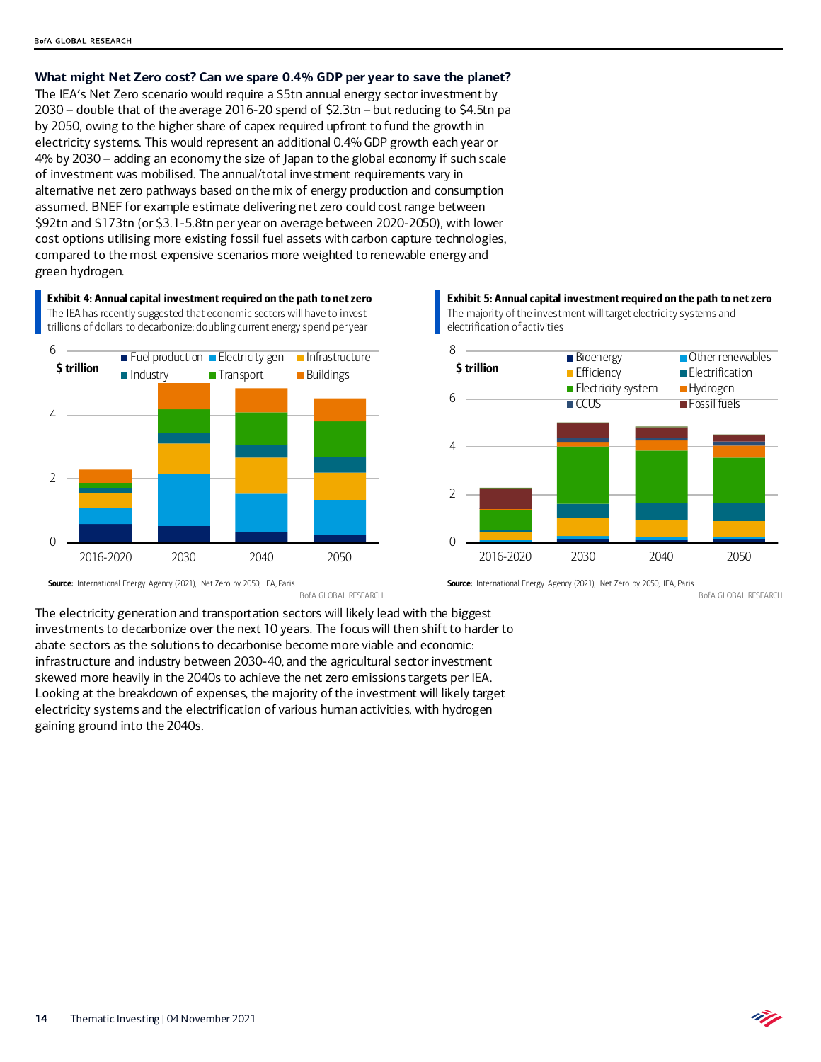### What might Net Zero cost? Can we spare 0.4% GDP per year to save the planet?

The IEA's Net Zero scenario would require a \$5tn annual energy sector investment by 2030 – double that of the average 2016-20 spend of \$2.3tn – but reducing to \$4.5tn pa by 2050, owing to the higher share of capex required upfront to fund the growth in electricity systems. This would represent an additional 0.4% GDP growth each year or 4% by 2030 – adding an economy the size of Japan to the global economy if such scale of investment was mobilised. The annual/total investment requirements vary in alternative net zero pathways based on the mix of energy production and consumption assumed. BNEF for example estimate delivering net zero could cost range between \$92tn and \$173tn (or \$3.1-5.8tn per year on average between 2020-2050), with lower cost options utilising more existing fossil fuel assets with carbon capture technologies, compared to the most expensive scenarios more weighted to renewable energy and green hydrogen.

**Exhibit 4: Annual capital investment required on the path to net zero**

The IEA has recently suggested that economic sectors will have to invest trillions of dollars to decarbonize: doubling current energy spend per year

**Source:** International Energy Agency (2021), Net Zero by 2050, IEA, Paris

BofA GLOBAL RESEARCH

**Exhibit 5: Annual capital investment required on the path to net zero**

The majority of the investment will target electricity systems and electrification of activities

**Source:** International Energy Agency (2021), Net Zero by 2050, IEA, Paris

BofA GLOBAL RESEARCH

The electricity generation and transportation sectors will likely lead with the biggest investments to decarbonize over the next 10 years. The focus will then shift to harder to abate sectors as the solutions to decarbonise become more viable and economic: infrastructure and industry between 2030-40, and the agricultural sector investment skewed more heavily in the 2040s to achieve the net zero emissions targets per IEA. Looking at the breakdown of expenses, the majority of the investment will likely target electricity systems and the electrification of various human activities, with hydrogen gaining ground into the 2040s.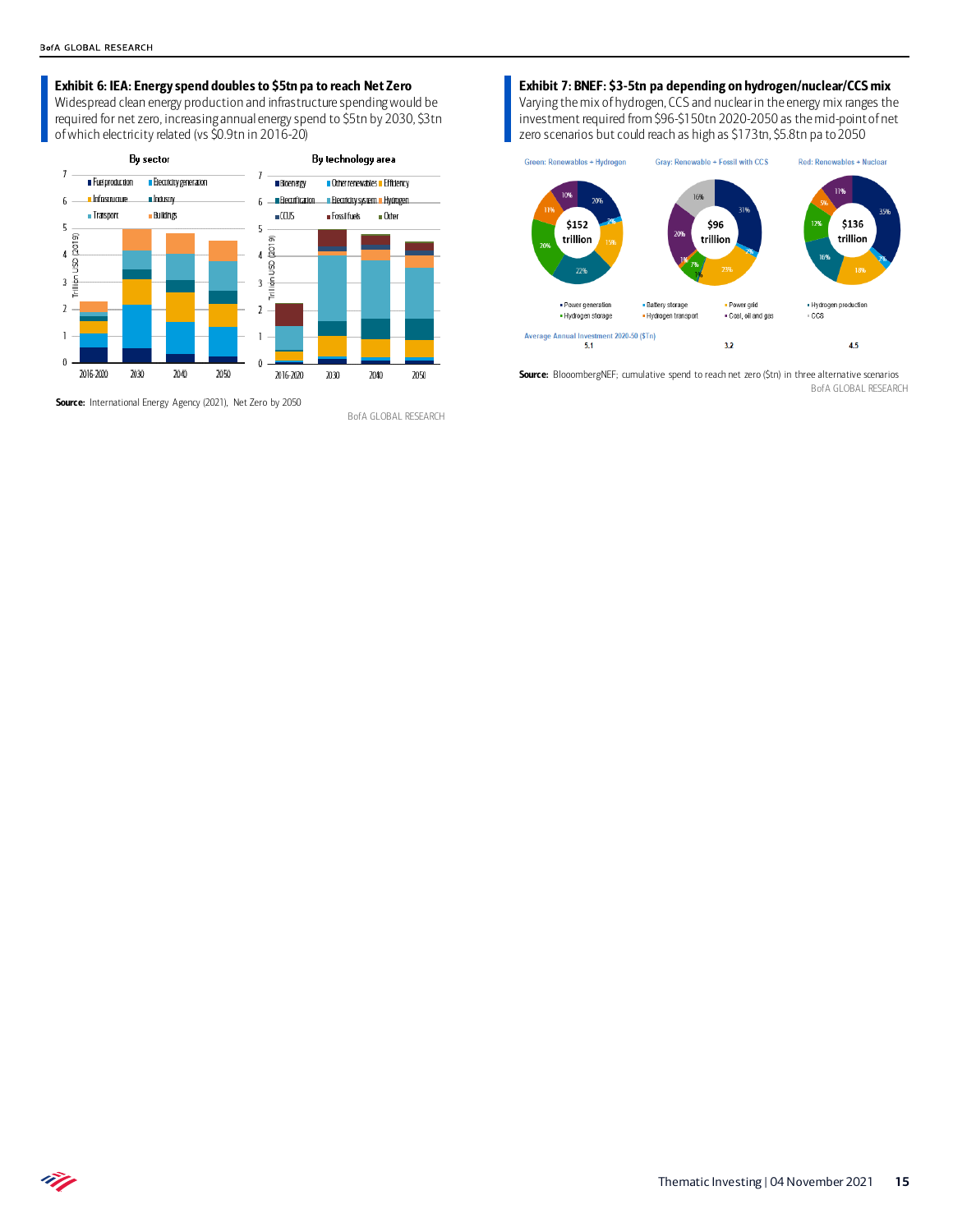**Exhibit 6: IEA: Energy spend doubles to $5tn pa to reach Net Zero**

Widespread clean energy production and infrastructure spending would be required for net zero, increasing annual energy spend to $5tn by 2030, $3tn of which electricity related (vs $0.9tn in 2016-20)

**Source:** International Energy Agency (2021), Net Zero by 2050

BofA GLOBAL RESEARCH

**Exhibit 7: BNEF: $3-5tn pa depending on hydrogen/nuclear/CCS mix**

Varying the mix of hydrogen, CCS and nuclear in the energy mix ranges the investment required from $96-$150tn 2020-2050 as the mid-point of net zero scenarios but could reach as high as $173tn, $5.8tn pa to 2050

**Source:** BlooombergNEF; cumulative spend to reach net zero ($tn) in three alternative scenarios

BofA GLOBAL RESEARCH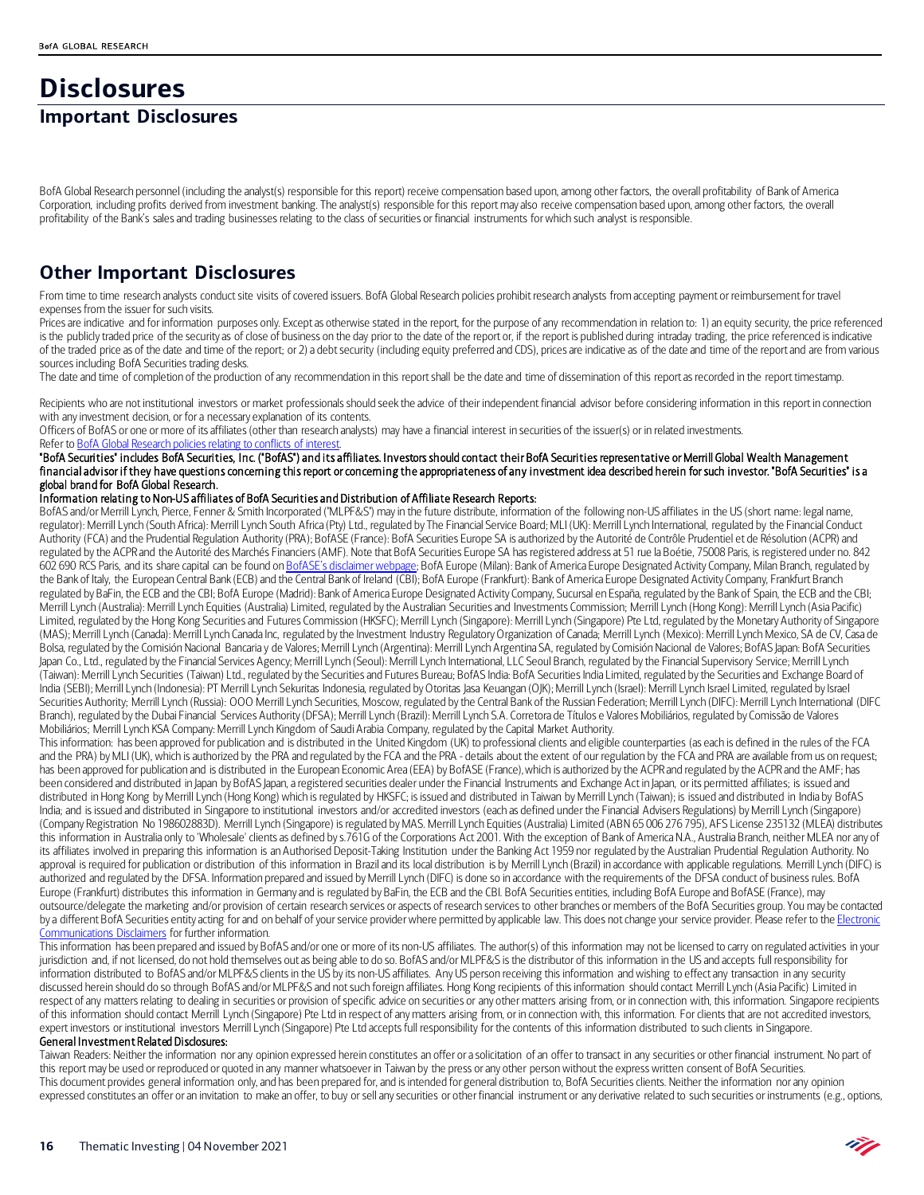# Disclosures

## Important Disclosures

BofA Global Research personnel (including the analyst(s) responsible for this report) receive compensation based upon, among other factors, the overall profitability of Bank of America Corporation, including profits derived from investment banking. The analyst(s) responsible for this report may also receive compensation based upon, among other factors, the overall profitability of the Bank's sales and trading businesses relating to the class of securities or financial instruments for which such analyst is responsible.

## Other Important Disclosures

From time to time research analysts conduct site visits of covered issuers. BofA Global Research policies prohibit research analysts from accepting payment or reimbursement for travel expenses from the issuer for such visits.

Prices are indicative and for information purposes only. Except as otherwise stated in the report, for the purpose of any recommendation in relation to: 1) an equity security, the price referenced is the publicly traded price of the security as of close of business on the day prior to the date of the report or, if the report is published during intraday trading, the price referenced is indicative of the traded price as of the date and time of the report; or 2) a debt security (including equity preferred and CDS), prices are indicative as of the date and time of the report and are from various sources including BofA Securities trading desks.

The date and time of completion of the production of any recommendation in this report shall be the date and time of dissemination of this report as recorded in the report timestamp.

Recipients who are not institutional investors or market professionals should seek the advice of their independent financial advisor before considering information in this report in connection with any investment decision, or for a necessary explanation of its contents.

Officers of BofAS or one or more of its affiliates (other than research analysts) may have a financial interest in securities of the issuer(s) or in related investments.

Refer to BofA Global Research policies relating to conflicts of interest.

**"BofA Securities" includes BofA Securities, Inc. ("BofAS") and its affiliates. Investors should contact their BofA Securities representative or Merrill Global Wealth Management financial advisor if they have questions concerning this report or concerning the appropriateness of any investment idea described herein for such investor. "BofA Securities" is a global brand for BofA Global Research.**

**Information relating to Non-US affiliates of BofA Securities and Distribution of Affiliate Research Reports:**

BofAS and/or Merrill Lynch, Pierce, Fenner & Smith Incorporated ("MLPF&S") may in the future distribute, information of the following non-US affiliates in the US (short name: legal name, regulator): Merrill Lynch (South Africa): Merrill Lynch South Africa (Pty) Ltd., regulated by The Financial Service Board; MLI (UK): Merrill Lynch International, regulated by the Financial Conduct Authority (FCA) and the Prudential Regulation Authority (PRA); BofASE (France): BofA Securities Europe SA is authorized by the Autorité de Contrôle Prudentiel et de Résolution (ACPR) and regulated by the ACPR and the Autorité des Marchés Financiers (AMF). Note that BofA Securities Europe SA has registered address at 51 rue la Boétie, 75008 Paris, is registered under no. 842 602 690 RCS Paris, and its share capital can be found on BofASE's disclaimer webpage; BofA Europe (Milan): Bank of America Europe Designated Activity Company, Milan Branch, regulated by the Bank of Italy, the European Central Bank (ECB) and the Central Bank of Ireland (CBI); BofA Europe (Frankfurt): Bank of America Europe Designated Activity Company, Frankfurt Branch regulated by BaFin, the ECB and the CBI; BofA Europe (Madrid): Bank of America Europe Designated Activity Company, Sucursal en España, regulated by the Bank of Spain, the ECB and the CBI; Merrill Lynch (Australia): Merrill Lynch Equities (Australia) Limited, regulated by the Australian Securities and Investments Commission; Merrill Lynch (Hong Kong): Merrill Lynch (Asia Pacific) Limited, regulated by the Hong Kong Securities and Futures Commission (HKSFC); Merrill Lynch (Singapore): Merrill Lynch (Singapore) Pte Ltd, regulated by the Monetary Authority of Singapore (MAS); Merrill Lynch (Canada): Merrill Lynch Canada Inc, regulated by the Investment Industry Regulatory Organization of Canada; Merrill Lynch (Mexico): Merrill Lynch Mexico, SA de CV, Casa de Bolsa, regulated by the Comisión Nacional Bancaria y de Valores; Merrill Lynch (Argentina): Merrill Lynch Argentina SA, regulated by Comisión Nacional de Valores; BofAS Japan: BofA Securities Japan Co., Ltd., regulated by the Financial Services Agency; Merrill Lynch (Seoul): Merrill Lynch International, LLC Seoul Branch, regulated by the Financial Supervisory Service; Merrill Lynch (Taiwan): Merrill Lynch Securities (Taiwan) Ltd., regulated by the Securities and Futures Bureau; BofAS India: BofA Securities India Limited, regulated by the Securities and Exchange Board of India (SEBI); Merrill Lynch (Indonesia): PT Merrill Lynch Sekuritas Indonesia, regulated by Otoritas Jasa Keuangan (OJK); Merrill Lynch (Israel): Merrill Lynch Israel Limited, regulated by Israel Securities Authority; Merrill Lynch (Russia): OOO Merrill Lynch Securities, Moscow, regulated by the Central Bank of the Russian Federation; Merrill Lynch (DIFC): Merrill Lynch International (DIFC Branch), regulated by the Dubai Financial Services Authority (DFSA); Merrill Lynch (Brazil): Merrill Lynch S.A. Corretora de Títulos e Valores Mobiliários, regulated by Comissão de Valores Mobiliários; Merrill Lynch KSA Company: Merrill Lynch Kingdom of Saudi Arabia Company, regulated by the Capital Market Authority.

This information: has been approved for publication and is distributed in the United Kingdom (UK) to professional clients and eligible counterparties (as each is defined in the rules of the FCA and the PRA) by MLI (UK), which is authorized by the PRA and regulated by the FCA and the PRA - details about the extent of our regulation by the FCA and PRA are available from us on request; has been approved for publication and is distributed in the European Economic Area (EEA) by BofASE (France), which is authorized by the ACPR and regulated by the ACPR and the AMF; has been considered and distributed in Japan by BofAS Japan, a registered securities dealer under the Financial Instruments and Exchange Act in Japan, or its permitted affiliates; is issued and distributed in Hong Kong by Merrill Lynch (Hong Kong) which is regulated by HKSFC; is issued and distributed in Taiwan by Merrill Lynch (Taiwan); is issued and distributed in India by BofAS India; and is issued and distributed in Singapore to institutional investors and/or accredited investors (each as defined under the Financial Advisers Regulations) by Merrill Lynch (Singapore) (Company Registration No 198602883D). Merrill Lynch (Singapore) is regulated by MAS. Merrill Lynch Equities (Australia) Limited (ABN 65 006 276 795), AFS License 235132 (MLEA) distributes this information in Australia only to 'Wholesale' clients as defined by s.761G of the Corporations Act 2001. With the exception of Bank of America N.A., Australia Branch, neither MLEA nor any of its affiliates involved in preparing this information is an Authorised Deposit-Taking Institution under the Banking Act 1959 nor regulated by the Australian Prudential Regulation Authority. No approval is required for publication or distribution of this information in Brazil and its local distribution is by Merrill Lynch (Brazil) in accordance with applicable regulations. Merrill Lynch (DIFC) is authorized and regulated by the DFSA. Information prepared and issued by Merrill Lynch (DIFC) is done so in accordance with the requirements of the DFSA conduct of business rules. BofA Europe (Frankfurt) distributes this information in Germany and is regulated by BaFin, the ECB and the CBI. BofA Securities entities, including BofA Europe and BofASE (France), may outsource/delegate the marketing and/or provision of certain research services or aspects of research services to other branches or members of the BofA Securities group. You may be contacted by a different BofA Securities entity acting for and on behalf of your service provider where permitted by applicable law. This does not change your service provider. Please refer to the Electronic Communications Disclaimers for further information.

This information has been prepared and issued by BofAS and/or one or more of its non-US affiliates. The author(s) of this information may not be licensed to carry on regulated activities in your jurisdiction and, if not licensed, do not hold themselves out as being able to do so. BofAS and/or MLPF&S is the distributor of this information in the US and accepts full responsibility for information distributed to BofAS and/or MLPF&S clients in the US by its non-US affiliates. Any US person receiving this information and wishing to effect any transaction in any security discussed herein should do so through BofAS and/or MLPF&S and not such foreign affiliates. Hong Kong recipients of this information should contact Merrill Lynch (Asia Pacific) Limited in respect of any matters relating to dealing in securities or provision of specific advice on securities or any other matters arising from, or in connection with, this information. Singapore recipients of this information should contact Merrill Lynch (Singapore) Pte Ltd in respect of any matters arising from, or in connection with, this information. For clients that are not accredited investors, expert investors or institutional investors Merrill Lynch (Singapore) Pte Ltd accepts full responsibility for the contents of this information distributed to such clients in Singapore.

**General Investment Related Disclosures:**

Taiwan Readers: Neither the information nor any opinion expressed herein constitutes an offer or a solicitation of an offer to transact in any securities or other financial instrument. No part of this report may be used or reproduced or quoted in any manner whatsoever in Taiwan by the press or any other person without the express written consent of BofA Securities.

This document provides general information only, and has been prepared for, and is intended for general distribution to, BofA Securities clients. Neither the information nor any opinion expressed constitutes an offer or an invitation to make an offer, to buy or sell any securities or other financial instrument or any derivative related to such securities or instruments (e.g., options,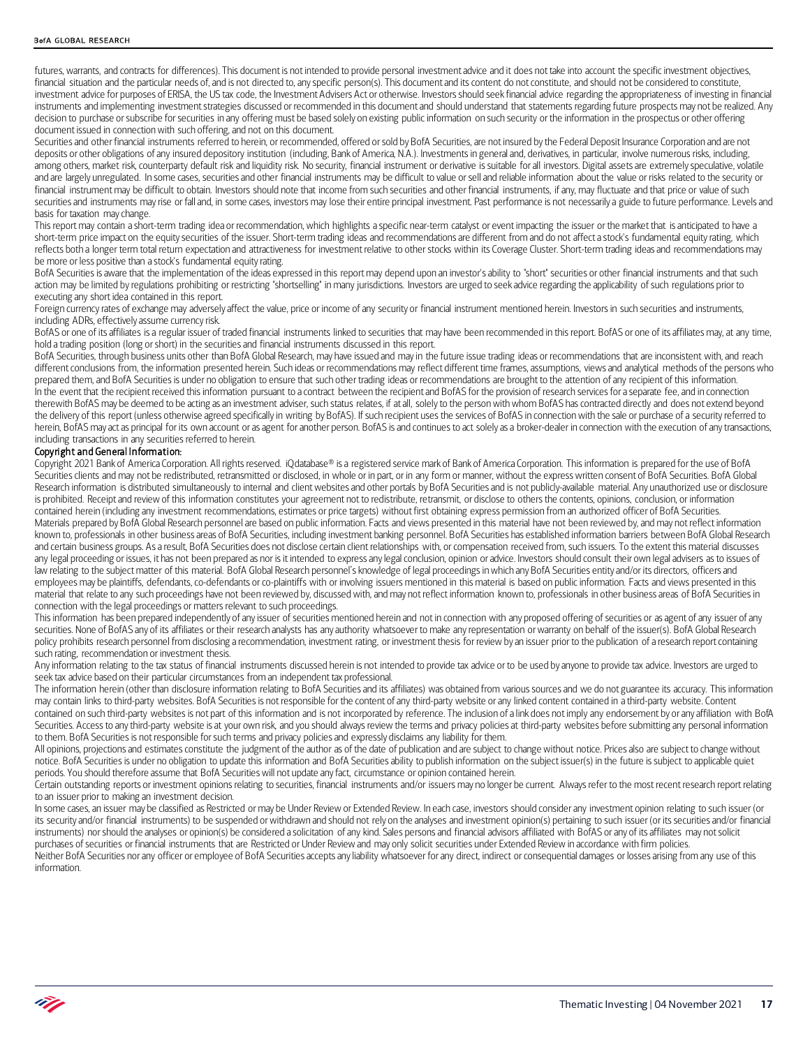futures, warrants, and contracts for differences). This document is not intended to provide personal investment advice and it does not take into account the specific investment objectives, financial situation and the particular needs of, and is not directed to, any specific person(s). This document and its content do not constitute, and should not be considered to constitute, investment advice for purposes of ERISA, the US tax code, the Investment Advisers Act or otherwise. Investors should seek financial advice regarding the appropriateness of investing in financial instruments and implementing investment strategies discussed or recommended in this document and should understand that statements regarding future prospects may not be realized. Any decision to purchase or subscribe for securities in any offering must be based solely on existing public information on such security or the information in the prospectus or other offering document issued in connection with such offering, and not on this document.

Securities and other financial instruments referred to herein, or recommended, offered or sold by BofA Securities, are not insured by the Federal Deposit Insurance Corporation and are not deposits or other obligations of any insured depository institution (including, Bank of America, N.A.). Investments in general and, derivatives, in particular, involve numerous risks, including, among others, market risk, counterparty default risk and liquidity risk. No security, financial instrument or derivative is suitable for all investors. Digital assets are extremely speculative, volatile and are largely unregulated. In some cases, securities and other financial instruments may be difficult to value or sell and reliable information about the value or risks related to the security or financial instrument may be difficult to obtain. Investors should note that income from such securities and other financial instruments, if any, may fluctuate and that price or value of such securities and instruments may rise or fall and, in some cases, investors may lose their entire principal investment. Past performance is not necessarily a guide to future performance. Levels and basis for taxation may change.

This report may contain a short-term trading idea or recommendation, which highlights a specific near-term catalyst or event impacting the issuer or the market that is anticipated to have a short-term price impact on the equity securities of the issuer. Short-term trading ideas and recommendations are different from and do not affect a stock's fundamental equity rating, which reflects both a longer term total return expectation and attractiveness for investment relative to other stocks within its Coverage Cluster. Short-term trading ideas and recommendations may be more or less positive than a stock's fundamental equity rating.

BofA Securities is aware that the implementation of the ideas expressed in this report may depend upon an investor's ability to "short" securities or other financial instruments and that such action may be limited by regulations prohibiting or restricting "shortselling" in many jurisdictions. Investors are urged to seek advice regarding the applicability of such regulations prior to executing any short idea contained in this report.

Foreign currency rates of exchange may adversely affect the value, price or income of any security or financial instrument mentioned herein. Investors in such securities and instruments, including ADRs, effectively assume currency risk.

BofAS or one of its affiliates is a regular issuer of traded financial instruments linked to securities that may have been recommended in this report. BofAS or one of its affiliates may, at any time, hold a trading position (long or short) in the securities and financial instruments discussed in this report.

BofA Securities, through business units other than BofA Global Research, may have issued and may in the future issue trading ideas or recommendations that are inconsistent with, and reach different conclusions from, the information presented herein. Such ideas or recommendations may reflect different time frames, assumptions, views and analytical methods of the persons who prepared them, and BofA Securities is under no obligation to ensure that such other trading ideas or recommendations are brought to the attention of any recipient of this information.

In the event that the recipient received this information pursuant to a contract between the recipient and BofAS for the provision of research services for a separate fee, and in connection therewith BofAS may be deemed to be acting as an investment adviser, such status relates, if at all, solely to the person with whom BofAS has contracted directly and does not extend beyond the delivery of this report (unless otherwise agreed specifically in writing by BofAS). If such recipient uses the services of BofAS in connection with the sale or purchase of a security referred to herein, BofAS may act as principal for its own account or as agent for another person. BofAS is and continues to act solely as a broker-dealer in connection with the execution of any transactions, including transactions in any securities referred to herein.

**Copyright and General Information:**

Copyright 2021 Bank of America Corporation. All rights reserved. iQdatabase® is a registered service mark of Bank of America Corporation. This information is prepared for the use of BofA Securities clients and may not be redistributed, retransmitted or disclosed, in whole or in part, or in any form or manner, without the express written consent of BofA Securities. BofA Global Research information is distributed simultaneously to internal and client websites and other portals by BofA Securities and is not publicly-available material. Any unauthorized use or disclosure is prohibited. Receipt and review of this information constitutes your agreement not to redistribute, retransmit, or disclose to others the contents, opinions, conclusion, or information contained herein (including any investment recommendations, estimates or price targets) without first obtaining express permission from an authorized officer of BofA Securities.

Materials prepared by BofA Global Research personnel are based on public information. Facts and views presented in this material have not been reviewed by, and may not reflect information known to, professionals in other business areas of BofA Securities, including investment banking personnel. BofA Securities has established information barriers between BofA Global Research and certain business groups. As a result, BofA Securities does not disclose certain client relationships with, or compensation received from, such issuers. To the extent this material discusses any legal proceeding or issues, it has not been prepared as nor is it intended to express any legal conclusion, opinion or advice. Investors should consult their own legal advisers as to issues of law relating to the subject matter of this material. BofA Global Research personnel's knowledge of legal proceedings in which any BofA Securities entity and/or its directors, officers and employees may be plaintiffs, defendants, co-defendants or co-plaintiffs with or involving issuers mentioned in this material is based on public information. Facts and views presented in this material that relate to any such proceedings have not been reviewed by, discussed with, and may not reflect information known to, professionals in other business areas of BofA Securities in connection with the legal proceedings or matters relevant to such proceedings.

This information has been prepared independently of any issuer of securities mentioned herein and not in connection with any proposed offering of securities or as agent of any issuer of any securities. None of BofAS any of its affiliates or their research analysts has any authority whatsoever to make any representation or warranty on behalf of the issuer(s). BofA Global Research policy prohibits research personnel from disclosing a recommendation, investment rating, or investment thesis for review by an issuer prior to the publication of a research report containing such rating, recommendation or investment thesis.

Any information relating to the tax status of financial instruments discussed herein is not intended to provide tax advice or to be used by anyone to provide tax advice. Investors are urged to seek tax advice based on their particular circumstances from an independent tax professional.

The information herein (other than disclosure information relating to BofA Securities and its affiliates) was obtained from various sources and we do not guarantee its accuracy. This information may contain links to third-party websites. BofA Securities is not responsible for the content of any third-party website or any linked content contained in a third-party website. Content contained on such third-party websites is not part of this information and is not incorporated by reference. The inclusion of a link does not imply any endorsement by or any affiliation with BofA Securities. Access to any third-party website is at your own risk, and you should always review the terms and privacy policies at third-party websites before submitting any personal information to them. BofA Securities is not responsible for such terms and privacy policies and expressly disclaims any liability for them.

All opinions, projections and estimates constitute the judgment of the author as of the date of publication and are subject to change without notice. Prices also are subject to change without notice. BofA Securities is under no obligation to update this information and BofA Securities ability to publish information on the subject issuer(s) in the future is subject to applicable quiet periods. You should therefore assume that BofA Securities will not update any fact, circumstance or opinion contained herein.

Certain outstanding reports or investment opinions relating to securities, financial instruments and/or issuers may no longer be current. Always refer to the most recent research report relating to an issuer prior to making an investment decision.

In some cases, an issuer may be classified as Restricted or may be Under Review or Extended Review. In each case, investors should consider any investment opinion relating to such issuer (or its security and/or financial instruments) to be suspended or withdrawn and should not rely on the analyses and investment opinion(s) pertaining to such issuer (or its securities and/or financial instruments) nor should the analyses or opinion(s) be considered a solicitation of any kind. Sales persons and financial advisors affiliated with BofAS or any of its affiliates may not solicit purchases of securities or financial instruments that are Restricted or Under Review and may only solicit securities under Extended Review in accordance with firm policies.

Neither BofA Securities nor any officer or employee of BofA Securities accepts any liability whatsoever for any direct, indirect or consequential damages or losses arising from any use of this information.